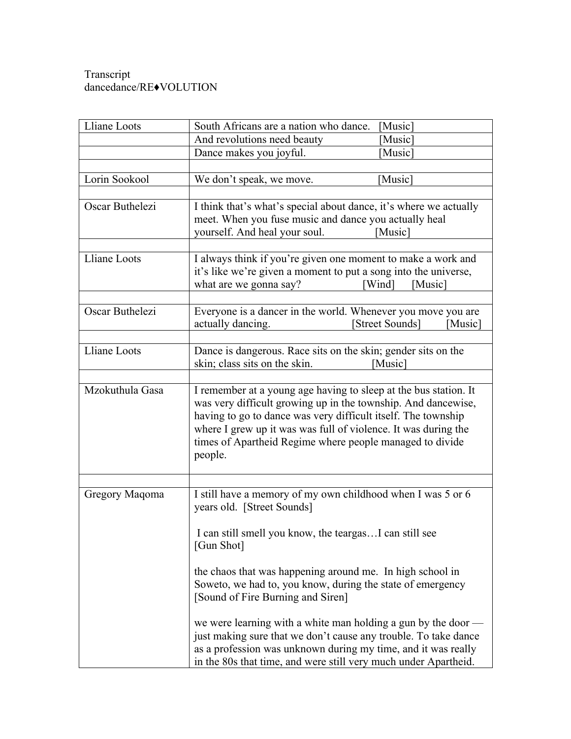Transcript
dancedance/RE♦VOLUTION

| | |
|---|---|
| Lliane Loots | South Africans are a nation who dance. [Music] |
| | And revolutions need beauty [Music] |
| | Dance makes you joyful. [Music] |
| | |
| Lorin Sookool | We don't speak, we move. [Music] |
| | |
| Oscar Buthelezi | I think that's what's special about dance, it's where we actually meet. When you fuse music and dance you actually heal yourself. And heal your soul. [Music] |
| | |
| Lliane Loots | I always think if you're given one moment to make a work and it's like we're given a moment to put a song into the universe, what are we gonna say? [Wind] [Music] |
| | |
| Oscar Buthelezi | Everyone is a dancer in the world. Whenever you move you are actually dancing. [Street Sounds] [Music] |
| | |
| Lliane Loots | Dance is dangerous. Race sits on the skin; gender sits on the skin; class sits on the skin. [Music] |
| | |
| Mzokuthula Gasa | I remember at a young age having to sleep at the bus station. It was very difficult growing up in the township. And dancewise, having to go to dance was very difficult itself. The township where I grew up it was was full of violence. It was during the times of Apartheid Regime where people managed to divide people. |
| | |
| Gregory Maqoma | I still have a memory of my own childhood when I was 5 or 6 years old. [Street Sounds]<br><br>I can still smell you know, the teargas…I can still see [Gun Shot]<br><br>the chaos that was happening around me. In high school in Soweto, we had to, you know, during the state of emergency [Sound of Fire Burning and Siren]<br><br>we were learning with a white man holding a gun by the door — just making sure that we don't cause any trouble. To take dance as a profession was unknown during my time, and it was really in the 80s that time, and were still very much under Apartheid. |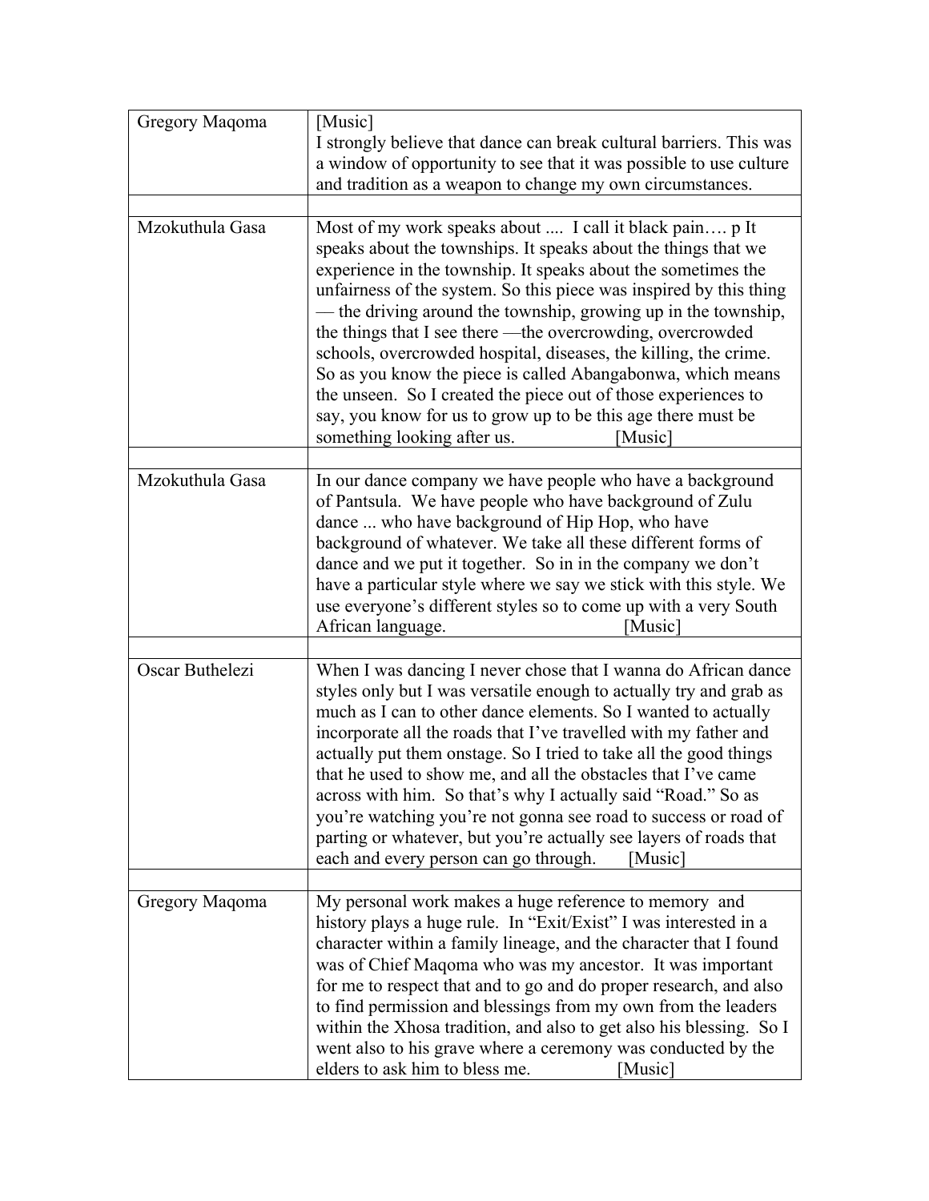| | |
|---|---|
| Gregory Maqoma | [Music] I strongly believe that dance can break cultural barriers. This was a window of opportunity to see that it was possible to use culture and tradition as a weapon to change my own circumstances. |
| | |
| Mzokuthula Gasa | Most of my work speaks about .... I call it black pain…. p It speaks about the townships. It speaks about the things that we experience in the township. It speaks about the sometimes the unfairness of the system. So this piece was inspired by this thing — the driving around the township, growing up in the township, the things that I see there —the overcrowding, overcrowded schools, overcrowded hospital, diseases, the killing, the crime. So as you know the piece is called Abangabonwa, which means the unseen. So I created the piece out of those experiences to say, you know for us to grow up to be this age there must be something looking after us. [Music] |
| | |
| Mzokuthula Gasa | In our dance company we have people who have a background of Pantsula. We have people who have background of Zulu dance ... who have background of Hip Hop, who have background of whatever. We take all these different forms of dance and we put it together. So in in the company we don't have a particular style where we say we stick with this style. We use everyone's different styles so to come up with a very South African language. [Music] |
| | |
| Oscar Buthelezi | When I was dancing I never chose that I wanna do African dance styles only but I was versatile enough to actually try and grab as much as I can to other dance elements. So I wanted to actually incorporate all the roads that I've travelled with my father and actually put them onstage. So I tried to take all the good things that he used to show me, and all the obstacles that I've came across with him. So that's why I actually said "Road." So as you're watching you're not gonna see road to success or road of parting or whatever, but you're actually see layers of roads that each and every person can go through. [Music] |
| | |
| Gregory Maqoma | My personal work makes a huge reference to memory and history plays a huge rule. In "Exit/Exist" I was interested in a character within a family lineage, and the character that I found was of Chief Maqoma who was my ancestor. It was important for me to respect that and to go and do proper research, and also to find permission and blessings from my own from the leaders within the Xhosa tradition, and also to get also his blessing. So I went also to his grave where a ceremony was conducted by the elders to ask him to bless me. [Music] |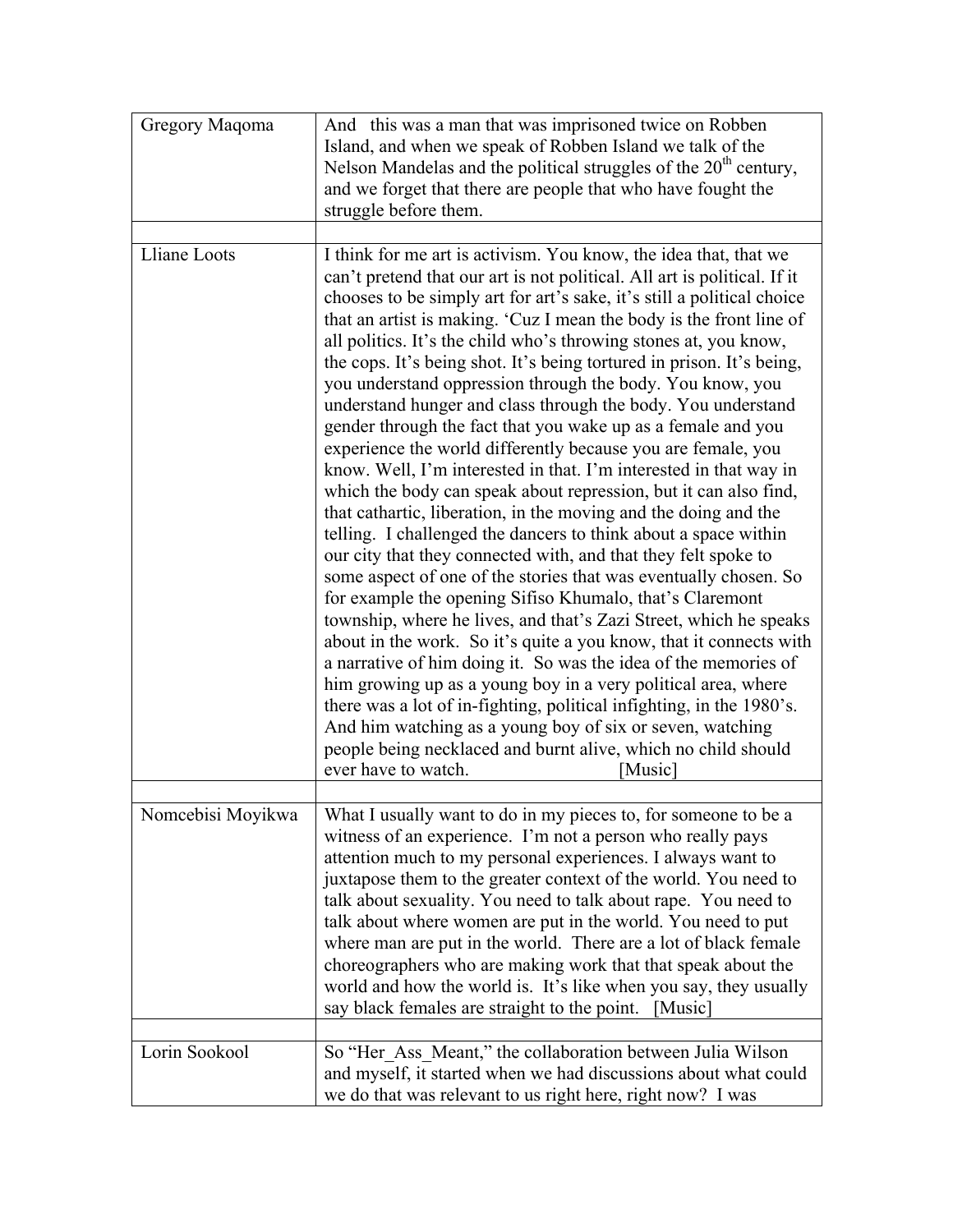| | |
|---|---|
| Gregory Maqoma | And this was a man that was imprisoned twice on Robben Island, and when we speak of Robben Island we talk of the Nelson Mandelas and the political struggles of the 20th century, and we forget that there are people that who have fought the struggle before them. |
| | |
| Lliane Loots | I think for me art is activism. You know, the idea that, that we can't pretend that our art is not political. All art is political. If it chooses to be simply art for art's sake, it's still a political choice that an artist is making. 'Cuz I mean the body is the front line of all politics. It's the child who's throwing stones at, you know, the cops. It's being shot. It's being tortured in prison. It's being, you understand oppression through the body. You know, you understand hunger and class through the body. You understand gender through the fact that you wake up as a female and you experience the world differently because you are female, you know. Well, I'm interested in that. I'm interested in that way in which the body can speak about repression, but it can also find, that cathartic, liberation, in the moving and the doing and the telling. I challenged the dancers to think about a space within our city that they connected with, and that they felt spoke to some aspect of one of the stories that was eventually chosen. So for example the opening Sifiso Khumalo, that's Claremont township, where he lives, and that's Zazi Street, which he speaks about in the work. So it's quite a you know, that it connects with a narrative of him doing it. So was the idea of the memories of him growing up as a young boy in a very political area, where there was a lot of in-fighting, political infighting, in the 1980's. And him watching as a young boy of six or seven, watching people being necklaced and burnt alive, which no child should ever have to watch. [Music] |
| | |
| Nomcebisi Moyikwa | What I usually want to do in my pieces to, for someone to be a witness of an experience. I'm not a person who really pays attention much to my personal experiences. I always want to juxtapose them to the greater context of the world. You need to talk about sexuality. You need to talk about rape. You need to talk about where women are put in the world. You need to put where man are put in the world. There are a lot of black female choreographers who are making work that that speak about the world and how the world is. It's like when you say, they usually say black females are straight to the point. [Music] |
| | |
| Lorin Sookool | So "Her_Ass_Meant," the collaboration between Julia Wilson and myself, it started when we had discussions about what could we do that was relevant to us right here, right now? I was |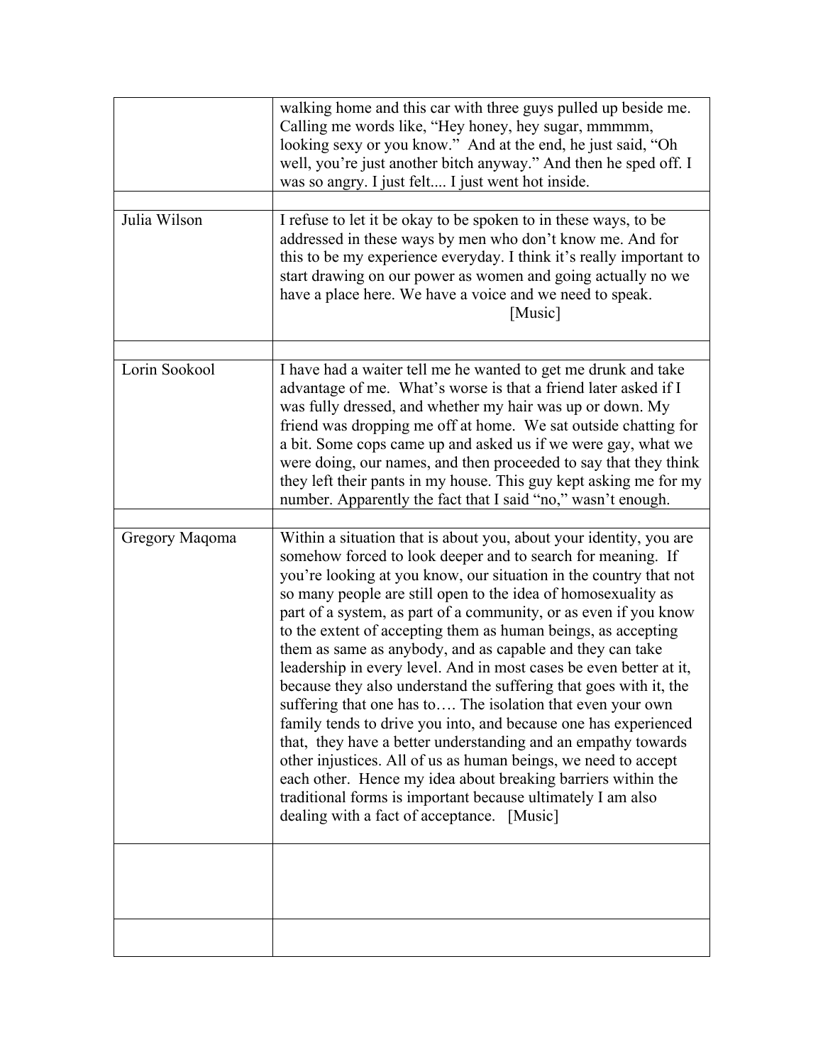| | |
|---|---|
| | walking home and this car with three guys pulled up beside me. Calling me words like, "Hey honey, hey sugar, mmmmm, looking sexy or you know." And at the end, he just said, "Oh well, you're just another bitch anyway." And then he sped off. I was so angry. I just felt.... I just went hot inside. |
| | |
| Julia Wilson | I refuse to let it be okay to be spoken to in these ways, to be addressed in these ways by men who don't know me. And for this to be my experience everyday. I think it's really important to start drawing on our power as women and going actually no we have a place here. We have a voice and we need to speak. [Music] |
| | |
| Lorin Sookool | I have had a waiter tell me he wanted to get me drunk and take advantage of me. What's worse is that a friend later asked if I was fully dressed, and whether my hair was up or down. My friend was dropping me off at home. We sat outside chatting for a bit. Some cops came up and asked us if we were gay, what we were doing, our names, and then proceeded to say that they think they left their pants in my house. This guy kept asking me for my number. Apparently the fact that I said "no," wasn't enough. |
| | |
| Gregory Maqoma | Within a situation that is about you, about your identity, you are somehow forced to look deeper and to search for meaning. If you're looking at you know, our situation in the country that not so many people are still open to the idea of homosexuality as part of a system, as part of a community, or as even if you know to the extent of accepting them as human beings, as accepting them as same as anybody, and as capable and they can take leadership in every level. And in most cases be even better at it, because they also understand the suffering that goes with it, the suffering that one has to…. The isolation that even your own family tends to drive you into, and because one has experienced that, they have a better understanding and an empathy towards other injustices. All of us as human beings, we need to accept each other. Hence my idea about breaking barriers within the traditional forms is important because ultimately I am also dealing with a fact of acceptance. [Music] |
| | |
| | |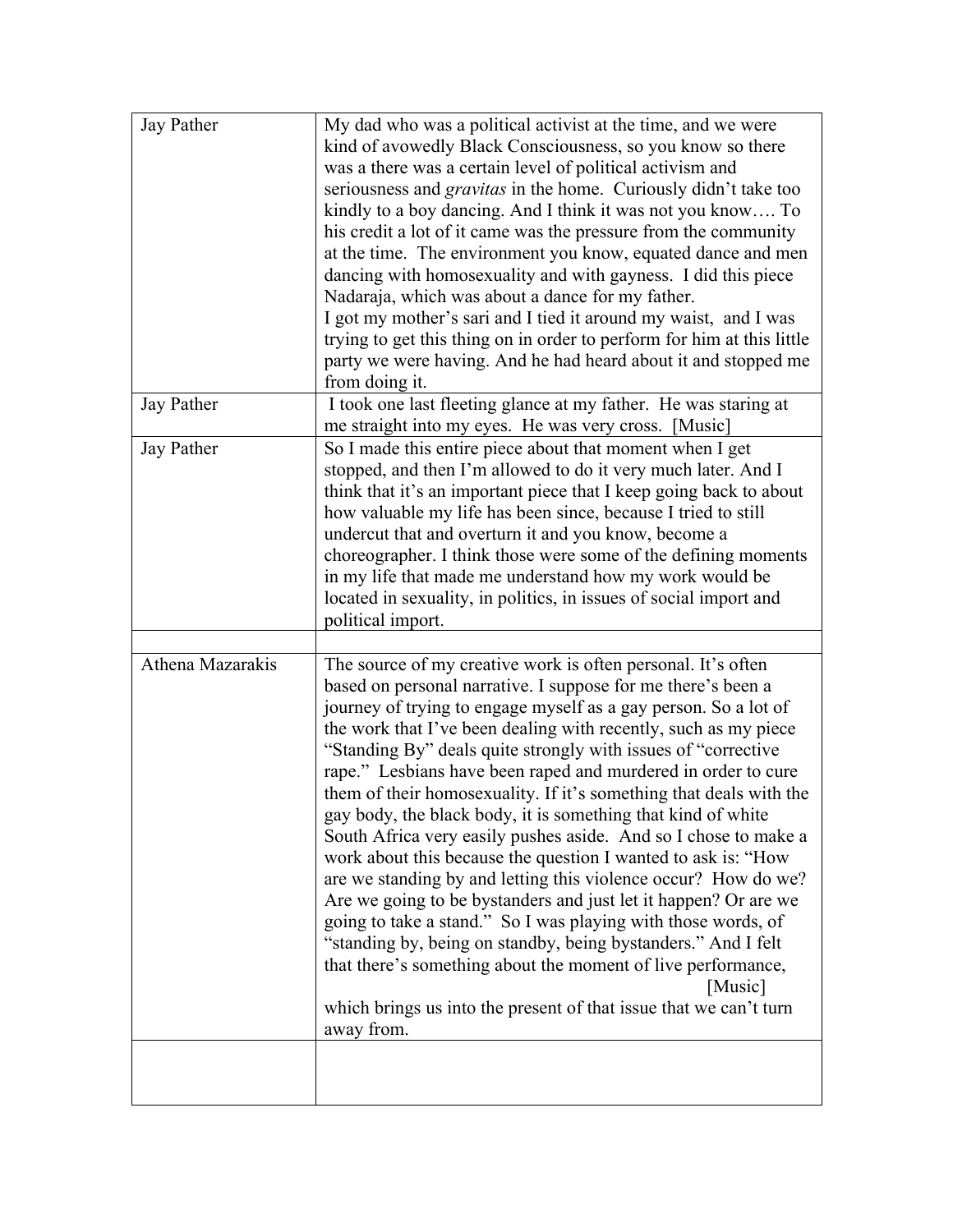| | |
|---|---|
| Jay Pather | My dad who was a political activist at the time, and we were kind of avowedly Black Consciousness, so you know so there was a there was a certain level of political activism and seriousness and *gravitas* in the home. Curiously didn't take too kindly to a boy dancing. And I think it was not you know…. To his credit a lot of it came was the pressure from the community at the time. The environment you know, equated dance and men dancing with homosexuality and with gayness. I did this piece Nadaraja, which was about a dance for my father. I got my mother's sari and I tied it around my waist, and I was trying to get this thing on in order to perform for him at this little party we were having. And he had heard about it and stopped me from doing it. |
| Jay Pather | I took one last fleeting glance at my father. He was staring at me straight into my eyes. He was very cross. [Music] |
| Jay Pather | So I made this entire piece about that moment when I get stopped, and then I'm allowed to do it very much later. And I think that it's an important piece that I keep going back to about how valuable my life has been since, because I tried to still undercut that and overturn it and you know, become a choreographer. I think those were some of the defining moments in my life that made me understand how my work would be located in sexuality, in politics, in issues of social import and political import. |
| | |
| Athena Mazarakis | The source of my creative work is often personal. It's often based on personal narrative. I suppose for me there's been a journey of trying to engage myself as a gay person. So a lot of the work that I've been dealing with recently, such as my piece "Standing By" deals quite strongly with issues of "corrective rape." Lesbians have been raped and murdered in order to cure them of their homosexuality. If it's something that deals with the gay body, the black body, it is something that kind of white South Africa very easily pushes aside. And so I chose to make a work about this because the question I wanted to ask is: "How are we standing by and letting this violence occur? How do we? Are we going to be bystanders and just let it happen? Or are we going to take a stand." So I was playing with those words, of "standing by, being on standby, being bystanders." And I felt that there's something about the moment of live performance, [Music] which brings us into the present of that issue that we can't turn away from. |
| | |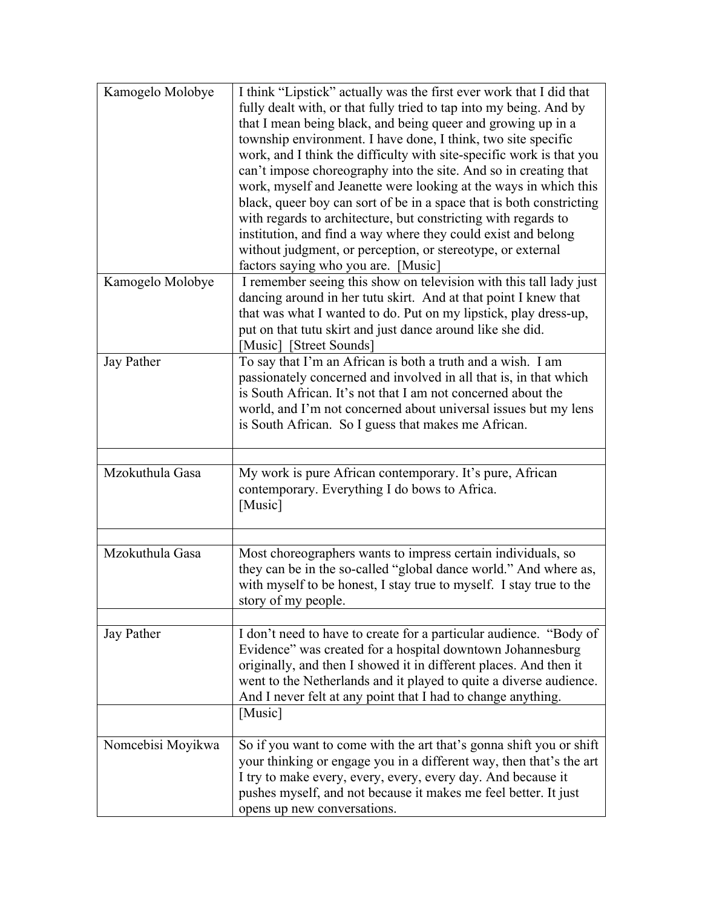| | |
|---|---|
| Kamogelo Molobye | I think "Lipstick" actually was the first ever work that I did that fully dealt with, or that fully tried to tap into my being. And by that I mean being black, and being queer and growing up in a township environment. I have done, I think, two site specific work, and I think the difficulty with site-specific work is that you can't impose choreography into the site. And so in creating that work, myself and Jeanette were looking at the ways in which this black, queer boy can sort of be in a space that is both constricting with regards to architecture, but constricting with regards to institution, and find a way where they could exist and belong without judgment, or perception, or stereotype, or external factors saying who you are. [Music] |
| Kamogelo Molobye | I remember seeing this show on television with this tall lady just dancing around in her tutu skirt. And at that point I knew that that was what I wanted to do. Put on my lipstick, play dress-up, put on that tutu skirt and just dance around like she did. [Music] [Street Sounds] |
| Jay Pather | To say that I'm an African is both a truth and a wish. I am passionately concerned and involved in all that is, in that which is South African. It's not that I am not concerned about the world, and I'm not concerned about universal issues but my lens is South African. So I guess that makes me African. |
| | |
| Mzokuthula Gasa | My work is pure African contemporary. It's pure, African contemporary. Everything I do bows to Africa. [Music] |
| | |
| Mzokuthula Gasa | Most choreographers wants to impress certain individuals, so they can be in the so-called "global dance world." And where as, with myself to be honest, I stay true to myself. I stay true to the story of my people. |
| | |
| Jay Pather | I don't need to have to create for a particular audience. "Body of Evidence" was created for a hospital downtown Johannesburg originally, and then I showed it in different places. And then it went to the Netherlands and it played to quite a diverse audience. And I never felt at any point that I had to change anything. |
| | [Music] |
| Nomcebisi Moyikwa | So if you want to come with the art that's gonna shift you or shift your thinking or engage you in a different way, then that's the art I try to make every, every, every, every day. And because it pushes myself, and not because it makes me feel better. It just opens up new conversations. |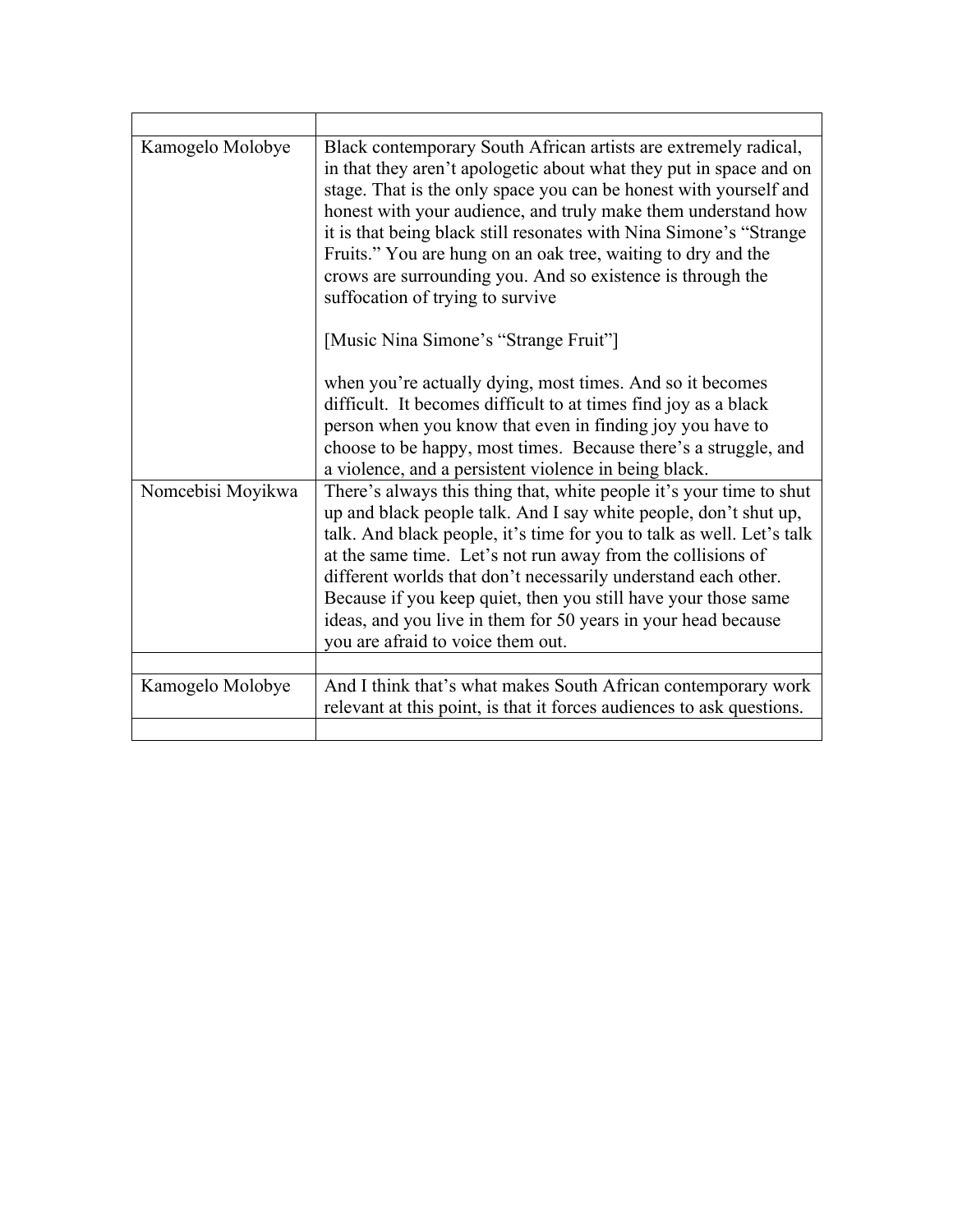| | |
|---|---|
| Kamogelo Molobye | Black contemporary South African artists are extremely radical, in that they aren't apologetic about what they put in space and on stage. That is the only space you can be honest with yourself and honest with your audience, and truly make them understand how it is that being black still resonates with Nina Simone's "Strange Fruits." You are hung on an oak tree, waiting to dry and the crows are surrounding you. And so existence is through the suffocation of trying to survive<br><br>[Music Nina Simone's "Strange Fruit"]<br><br>when you're actually dying, most times. And so it becomes difficult. It becomes difficult to at times find joy as a black person when you know that even in finding joy you have to choose to be happy, most times. Because there's a struggle, and a violence, and a persistent violence in being black. |
| Nomcebisi Moyikwa | There's always this thing that, white people it's your time to shut up and black people talk. And I say white people, don't shut up, talk. And black people, it's time for you to talk as well. Let's talk at the same time. Let's not run away from the collisions of different worlds that don't necessarily understand each other. Because if you keep quiet, then you still have your those same ideas, and you live in them for 50 years in your head because you are afraid to voice them out. |
| | |
| Kamogelo Molobye | And I think that's what makes South African contemporary work relevant at this point, is that it forces audiences to ask questions. |
| | |